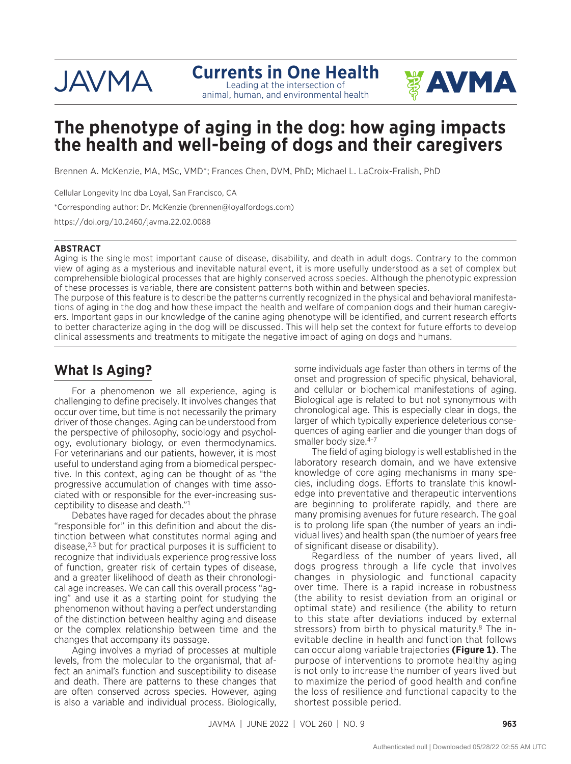JAVMA

**Currents in One Health**
Leading at the intersection of animal, human, and environmental health

AVMA

# The phenotype of aging in the dog: how aging impacts the health and well-being of dogs and their caregivers

Brennen A. McKenzie, MA, MSc, VMD*; Frances Chen, DVM, PhD; Michael L. LaCroix-Fralish, PhD

Cellular Longevity Inc dba Loyal, San Francisco, CA

*Corresponding author: Dr. McKenzie (brennen@loyalfordogs.com)

https://doi.org/10.2460/javma.22.02.0088

**ABSTRACT**

Aging is the single most important cause of disease, disability, and death in adult dogs. Contrary to the common view of aging as a mysterious and inevitable natural event, it is more usefully understood as a set of complex but comprehensible biological processes that are highly conserved across species. Although the phenotypic expression of these processes is variable, there are consistent patterns both within and between species.

The purpose of this feature is to describe the patterns currently recognized in the physical and behavioral manifestations of aging in the dog and how these impact the health and welfare of companion dogs and their human caregivers. Important gaps in our knowledge of the canine aging phenotype will be identified, and current research efforts to better characterize aging in the dog will be discussed. This will help set the context for future efforts to develop clinical assessments and treatments to mitigate the negative impact of aging on dogs and humans.

## What Is Aging?

For a phenomenon we all experience, aging is challenging to define precisely. It involves changes that occur over time, but time is not necessarily the primary driver of those changes. Aging can be understood from the perspective of philosophy, sociology and psychology, evolutionary biology, or even thermodynamics. For veterinarians and our patients, however, it is most useful to understand aging from a biomedical perspective. In this context, aging can be thought of as "the progressive accumulation of changes with time associated with or responsible for the ever-increasing susceptibility to disease and death."[1]

Debates have raged for decades about the phrase "responsible for" in this definition and about the distinction between what constitutes normal aging and disease,[2,3] but for practical purposes it is sufficient to recognize that individuals experience progressive loss of function, greater risk of certain types of disease, and a greater likelihood of death as their chronological age increases. We can call this overall process "aging" and use it as a starting point for studying the phenomenon without having a perfect understanding of the distinction between healthy aging and disease or the complex relationship between time and the changes that accompany its passage.

Aging involves a myriad of processes at multiple levels, from the molecular to the organismal, that affect an animal's function and susceptibility to disease and death. There are patterns to these changes that are often conserved across species. However, aging is also a variable and individual process. Biologically, some individuals age faster than others in terms of the onset and progression of specific physical, behavioral, and cellular or biochemical manifestations of aging. Biological age is related to but not synonymous with chronological age. This is especially clear in dogs, the larger of which typically experience deleterious consequences of aging earlier and die younger than dogs of smaller body size.[4–7]

The field of aging biology is well established in the laboratory research domain, and we have extensive knowledge of core aging mechanisms in many species, including dogs. Efforts to translate this knowledge into preventative and therapeutic interventions are beginning to proliferate rapidly, and there are many promising avenues for future research. The goal is to prolong life span (the number of years an individual lives) and health span (the number of years free of significant disease or disability).

Regardless of the number of years lived, all dogs progress through a life cycle that involves changes in physiologic and functional capacity over time. There is a rapid increase in robustness (the ability to resist deviation from an original or optimal state) and resilience (the ability to return to this state after deviations induced by external stressors) from birth to physical maturity.[8] The inevitable decline in health and function that follows can occur along variable trajectories **(Figure 1)**. The purpose of interventions to promote healthy aging is not only to increase the number of years lived but to maximize the period of good health and confine the loss of resilience and functional capacity to the shortest possible period.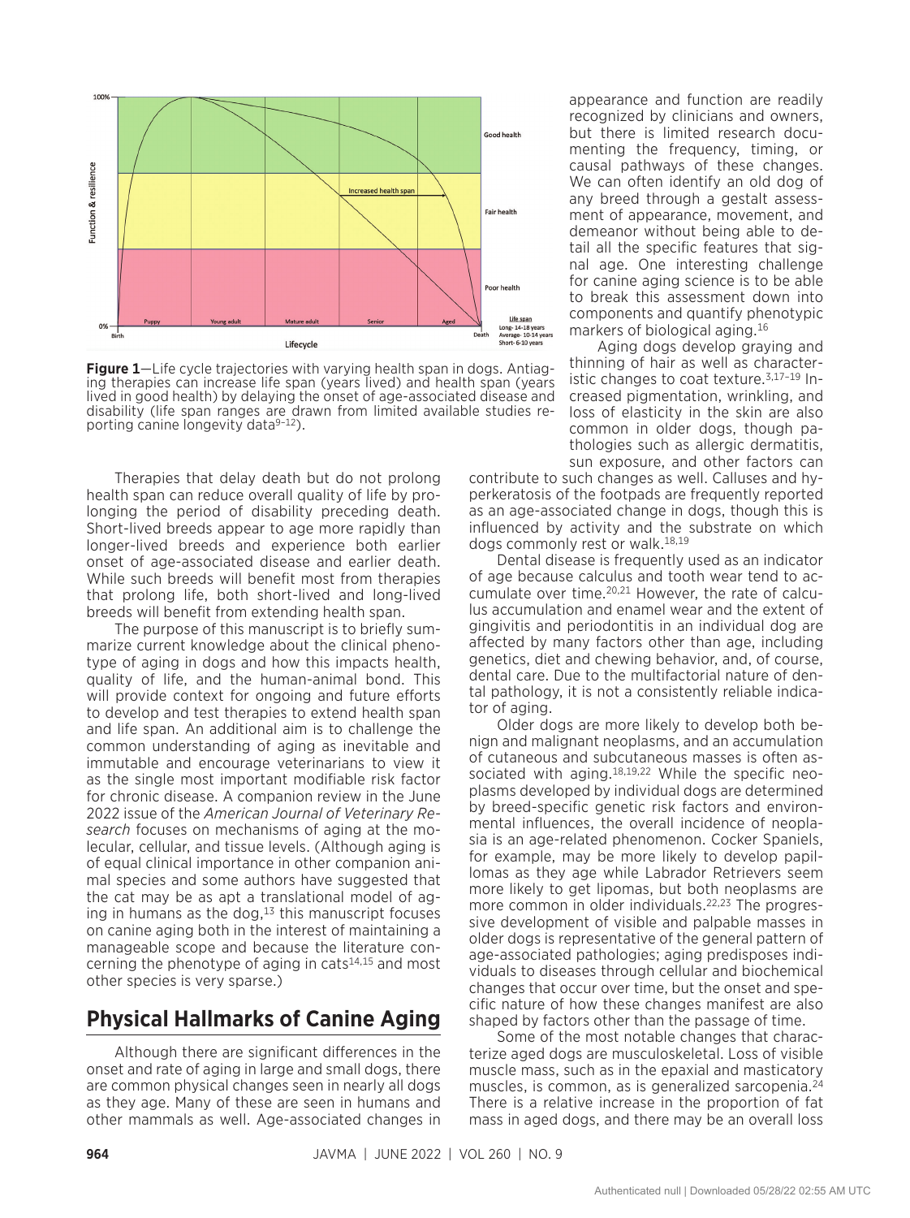**Figure 1**—Life cycle trajectories with varying health span in dogs. Antiaging therapies can increase life span (years lived) and health span (years lived in good health) by delaying the onset of age-associated disease and disability (life span ranges are drawn from limited available studies reporting canine longevity data[9–12]).

Therapies that delay death but do not prolong health span can reduce overall quality of life by prolonging the period of disability preceding death. Short-lived breeds appear to age more rapidly than longer-lived breeds and experience both earlier onset of age-associated disease and earlier death. While such breeds will benefit most from therapies that prolong life, both short-lived and long-lived breeds will benefit from extending health span.

The purpose of this manuscript is to briefly summarize current knowledge about the clinical phenotype of aging in dogs and how this impacts health, quality of life, and the human-animal bond. This will provide context for ongoing and future efforts to develop and test therapies to extend health span and life span. An additional aim is to challenge the common understanding of aging as inevitable and immutable and encourage veterinarians to view it as the single most important modifiable risk factor for chronic disease. A companion review in the June 2022 issue of the *American Journal of Veterinary Research* focuses on mechanisms of aging at the molecular, cellular, and tissue levels. (Although aging is of equal clinical importance in other companion animal species and some authors have suggested that the cat may be as apt a translational model of aging in humans as the dog,[13] this manuscript focuses on canine aging both in the interest of maintaining a manageable scope and because the literature concerning the phenotype of aging in cats[14,15] and most other species is very sparse.)

## Physical Hallmarks of Canine Aging

Although there are significant differences in the onset and rate of aging in large and small dogs, there are common physical changes seen in nearly all dogs as they age. Many of these are seen in humans and other mammals as well. Age-associated changes in appearance and function are readily recognized by clinicians and owners, but there is limited research documenting the frequency, timing, or causal pathways of these changes. We can often identify an old dog of any breed through a gestalt assessment of appearance, movement, and demeanor without being able to detail all the specific features that signal age. One interesting challenge for canine aging science is to be able to break this assessment down into components and quantify phenotypic markers of biological aging.[16]

Aging dogs develop graying and thinning of hair as well as characteristic changes to coat texture.[3,17–19] Increased pigmentation, wrinkling, and loss of elasticity in the skin are also common in older dogs, though pathologies such as allergic dermatitis, sun exposure, and other factors can contribute to such changes as well. Calluses and hyperkeratosis of the footpads are frequently reported as an age-associated change in dogs, though this is influenced by activity and the substrate on which dogs commonly rest or walk.[18,19]

Dental disease is frequently used as an indicator of age because calculus and tooth wear tend to accumulate over time.[20,21] However, the rate of calculus accumulation and enamel wear and the extent of gingivitis and periodontitis in an individual dog are affected by many factors other than age, including genetics, diet and chewing behavior, and, of course, dental care. Due to the multifactorial nature of dental pathology, it is not a consistently reliable indicator of aging.

Older dogs are more likely to develop both benign and malignant neoplasms, and an accumulation of cutaneous and subcutaneous masses is often associated with aging.[18,19,22] While the specific neoplasms developed by individual dogs are determined by breed-specific genetic risk factors and environmental influences, the overall incidence of neoplasia is an age-related phenomenon. Cocker Spaniels, for example, may be more likely to develop papillomas as they age while Labrador Retrievers seem more likely to get lipomas, but both neoplasms are more common in older individuals.[22,23] The progressive development of visible and palpable masses in older dogs is representative of the general pattern of age-associated pathologies; aging predisposes individuals to diseases through cellular and biochemical changes that occur over time, but the onset and specific nature of how these changes manifest are also shaped by factors other than the passage of time.

Some of the most notable changes that characterize aged dogs are musculoskeletal. Loss of visible muscle mass, such as in the epaxial and masticatory muscles, is common, as is generalized sarcopenia.[24] There is a relative increase in the proportion of fat mass in aged dogs, and there may be an overall loss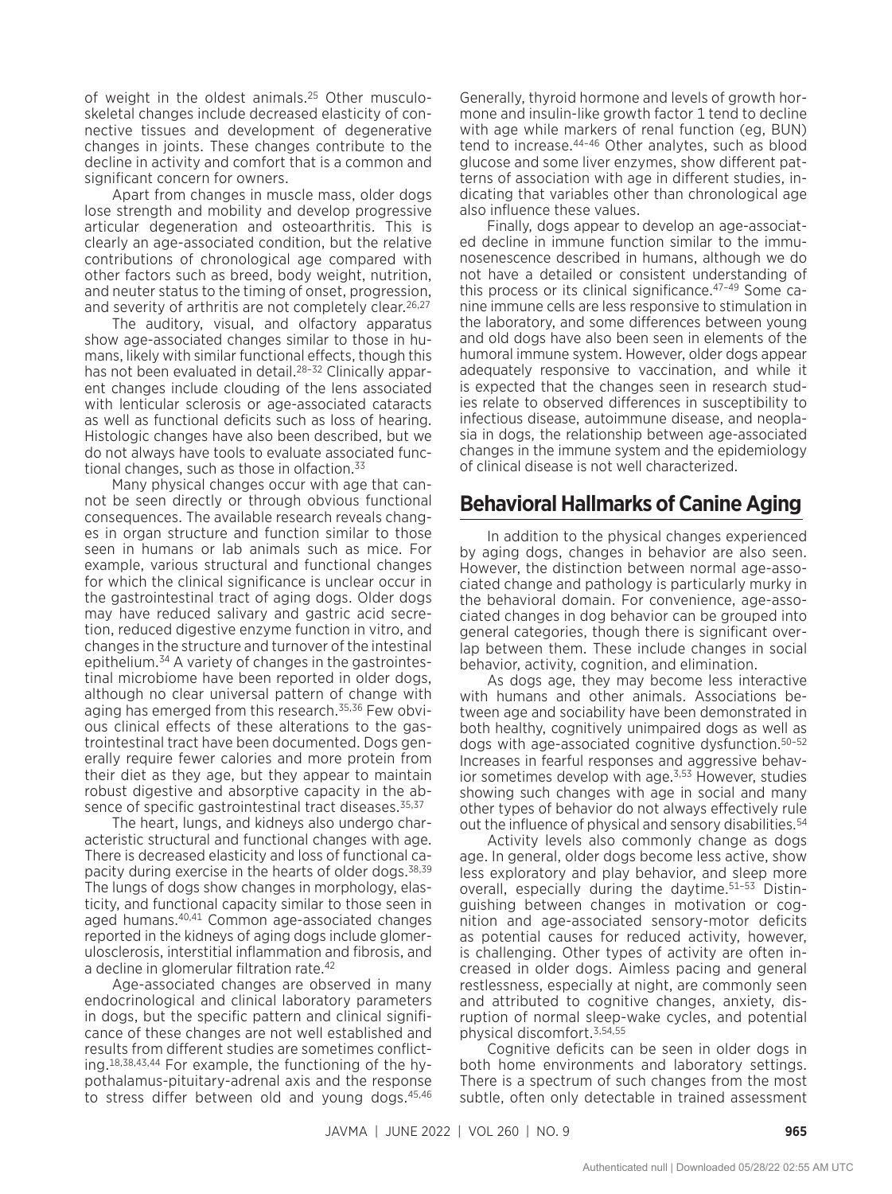of weight in the oldest animals.[25] Other musculoskeletal changes include decreased elasticity of connective tissues and development of degenerative changes in joints. These changes contribute to the decline in activity and comfort that is a common and significant concern for owners.

Apart from changes in muscle mass, older dogs lose strength and mobility and develop progressive articular degeneration and osteoarthritis. This is clearly an age-associated condition, but the relative contributions of chronological age compared with other factors such as breed, body weight, nutrition, and neuter status to the timing of onset, progression, and severity of arthritis are not completely clear.[26,27]

The auditory, visual, and olfactory apparatus show age-associated changes similar to those in humans, likely with similar functional effects, though this has not been evaluated in detail.[28–32] Clinically apparent changes include clouding of the lens associated with lenticular sclerosis or age-associated cataracts as well as functional deficits such as loss of hearing. Histologic changes have also been described, but we do not always have tools to evaluate associated functional changes, such as those in olfaction.[33]

Many physical changes occur with age that cannot be seen directly or through obvious functional consequences. The available research reveals changes in organ structure and function similar to those seen in humans or lab animals such as mice. For example, various structural and functional changes for which the clinical significance is unclear occur in the gastrointestinal tract of aging dogs. Older dogs may have reduced salivary and gastric acid secretion, reduced digestive enzyme function in vitro, and changes in the structure and turnover of the intestinal epithelium.[34] A variety of changes in the gastrointestinal microbiome have been reported in older dogs, although no clear universal pattern of change with aging has emerged from this research.[35,36] Few obvious clinical effects of these alterations to the gastrointestinal tract have been documented. Dogs generally require fewer calories and more protein from their diet as they age, but they appear to maintain robust digestive and absorptive capacity in the absence of specific gastrointestinal tract diseases.[35,37]

The heart, lungs, and kidneys also undergo characteristic structural and functional changes with age. There is decreased elasticity and loss of functional capacity during exercise in the hearts of older dogs.[38,39] The lungs of dogs show changes in morphology, elasticity, and functional capacity similar to those seen in aged humans.[40,41] Common age-associated changes reported in the kidneys of aging dogs include glomerulosclerosis, interstitial inflammation and fibrosis, and a decline in glomerular filtration rate.[42]

Age-associated changes are observed in many endocrinological and clinical laboratory parameters in dogs, but the specific pattern and clinical significance of these changes are not well established and results from different studies are sometimes conflicting.[18,38,43,44] For example, the functioning of the hypothalamus-pituitary-adrenal axis and the response to stress differ between old and young dogs.[45,46] Generally, thyroid hormone and levels of growth hormone and insulin-like growth factor 1 tend to decline with age while markers of renal function (eg, BUN) tend to increase.[44–46] Other analytes, such as blood glucose and some liver enzymes, show different patterns of association with age in different studies, indicating that variables other than chronological age also influence these values.

Finally, dogs appear to develop an age-associated decline in immune function similar to the immunosenescence described in humans, although we do not have a detailed or consistent understanding of this process or its clinical significance.[47–49] Some canine immune cells are less responsive to stimulation in the laboratory, and some differences between young and old dogs have also been seen in elements of the humoral immune system. However, older dogs appear adequately responsive to vaccination, and while it is expected that the changes seen in research studies relate to observed differences in susceptibility to infectious disease, autoimmune disease, and neoplasia in dogs, the relationship between age-associated changes in the immune system and the epidemiology of clinical disease is not well characterized.

## Behavioral Hallmarks of Canine Aging

In addition to the physical changes experienced by aging dogs, changes in behavior are also seen. However, the distinction between normal age-associated change and pathology is particularly murky in the behavioral domain. For convenience, age-associated changes in dog behavior can be grouped into general categories, though there is significant overlap between them. These include changes in social behavior, activity, cognition, and elimination.

As dogs age, they may become less interactive with humans and other animals. Associations between age and sociability have been demonstrated in both healthy, cognitively unimpaired dogs as well as dogs with age-associated cognitive dysfunction.[50–52] Increases in fearful responses and aggressive behavior sometimes develop with age.[3,53] However, studies showing such changes with age in social and many other types of behavior do not always effectively rule out the influence of physical and sensory disabilities.[54]

Activity levels also commonly change as dogs age. In general, older dogs become less active, show less exploratory and play behavior, and sleep more overall, especially during the daytime.[51–53] Distinguishing between changes in motivation or cognition and age-associated sensory-motor deficits as potential causes for reduced activity, however, is challenging. Other types of activity are often increased in older dogs. Aimless pacing and general restlessness, especially at night, are commonly seen and attributed to cognitive changes, anxiety, disruption of normal sleep-wake cycles, and potential physical discomfort.[3,54,55]

Cognitive deficits can be seen in older dogs in both home environments and laboratory settings. There is a spectrum of such changes from the most subtle, often only detectable in trained assessment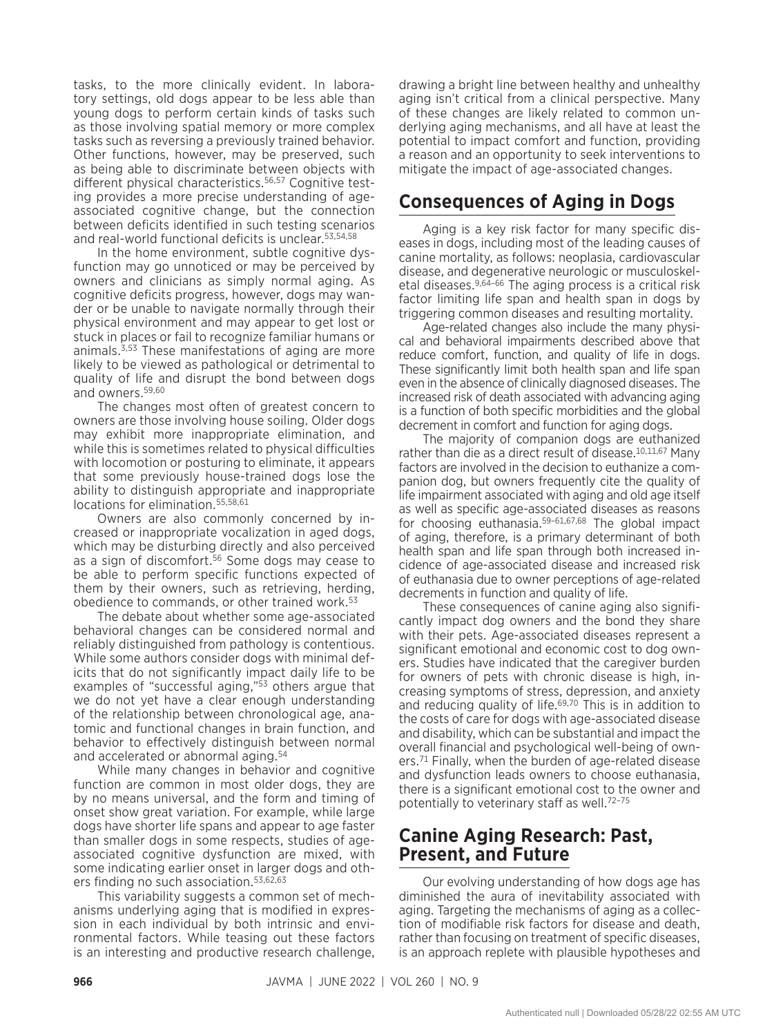tasks, to the more clinically evident. In laboratory settings, old dogs appear to be less able than young dogs to perform certain kinds of tasks such as those involving spatial memory or more complex tasks such as reversing a previously trained behavior. Other functions, however, may be preserved, such as being able to discriminate between objects with different physical characteristics.[56,57] Cognitive testing provides a more precise understanding of age-associated cognitive change, but the connection between deficits identified in such testing scenarios and real-world functional deficits is unclear.[53,54,58]

In the home environment, subtle cognitive dysfunction may go unnoticed or may be perceived by owners and clinicians as simply normal aging. As cognitive deficits progress, however, dogs may wander or be unable to navigate normally through their physical environment and may appear to get lost or stuck in places or fail to recognize familiar humans or animals.[3,53] These manifestations of aging are more likely to be viewed as pathological or detrimental to quality of life and disrupt the bond between dogs and owners.[59,60]

The changes most often of greatest concern to owners are those involving house soiling. Older dogs may exhibit more inappropriate elimination, and while this is sometimes related to physical difficulties with locomotion or posturing to eliminate, it appears that some previously house-trained dogs lose the ability to distinguish appropriate and inappropriate locations for elimination.[55,58,61]

Owners are also commonly concerned by increased or inappropriate vocalization in aged dogs, which may be disturbing directly and also perceived as a sign of discomfort.[56] Some dogs may cease to be able to perform specific functions expected of them by their owners, such as retrieving, herding, obedience to commands, or other trained work.[53]

The debate about whether some age-associated behavioral changes can be considered normal and reliably distinguished from pathology is contentious. While some authors consider dogs with minimal deficits that do not significantly impact daily life to be examples of "successful aging,"[53] others argue that we do not yet have a clear enough understanding of the relationship between chronological age, anatomic and functional changes in brain function, and behavior to effectively distinguish between normal and accelerated or abnormal aging.[54]

While many changes in behavior and cognitive function are common in most older dogs, they are by no means universal, and the form and timing of onset show great variation. For example, while large dogs have shorter life spans and appear to age faster than smaller dogs in some respects, studies of age-associated cognitive dysfunction are mixed, with some indicating earlier onset in larger dogs and others finding no such association.[53,62,63]

This variability suggests a common set of mechanisms underlying aging that is modified in expression in each individual by both intrinsic and environmental factors. While teasing out these factors is an interesting and productive research challenge, drawing a bright line between healthy and unhealthy aging isn't critical from a clinical perspective. Many of these changes are likely related to common underlying aging mechanisms, and all have at least the potential to impact comfort and function, providing a reason and an opportunity to seek interventions to mitigate the impact of age-associated changes.

## Consequences of Aging in Dogs

Aging is a key risk factor for many specific diseases in dogs, including most of the leading causes of canine mortality, as follows: neoplasia, cardiovascular disease, and degenerative neurologic or musculoskeletal diseases.[9,64–66] The aging process is a critical risk factor limiting life span and health span in dogs by triggering common diseases and resulting mortality.

Age-related changes also include the many physical and behavioral impairments described above that reduce comfort, function, and quality of life in dogs. These significantly limit both health span and life span even in the absence of clinically diagnosed diseases. The increased risk of death associated with advancing aging is a function of both specific morbidities and the global decrement in comfort and function for aging dogs.

The majority of companion dogs are euthanized rather than die as a direct result of disease.[10,11,67] Many factors are involved in the decision to euthanize a companion dog, but owners frequently cite the quality of life impairment associated with aging and old age itself as well as specific age-associated diseases as reasons for choosing euthanasia.[59–61,67,68] The global impact of aging, therefore, is a primary determinant of both health span and life span through both increased incidence of age-associated disease and increased risk of euthanasia due to owner perceptions of age-related decrements in function and quality of life.

These consequences of canine aging also significantly impact dog owners and the bond they share with their pets. Age-associated diseases represent a significant emotional and economic cost to dog owners. Studies have indicated that the caregiver burden for owners of pets with chronic disease is high, increasing symptoms of stress, depression, and anxiety and reducing quality of life.[69,70] This is in addition to the costs of care for dogs with age-associated disease and disability, which can be substantial and impact the overall financial and psychological well-being of owners.[71] Finally, when the burden of age-related disease and dysfunction leads owners to choose euthanasia, there is a significant emotional cost to the owner and potentially to veterinary staff as well.[72–75]

## Canine Aging Research: Past, Present, and Future

Our evolving understanding of how dogs age has diminished the aura of inevitability associated with aging. Targeting the mechanisms of aging as a collection of modifiable risk factors for disease and death, rather than focusing on treatment of specific diseases, is an approach replete with plausible hypotheses and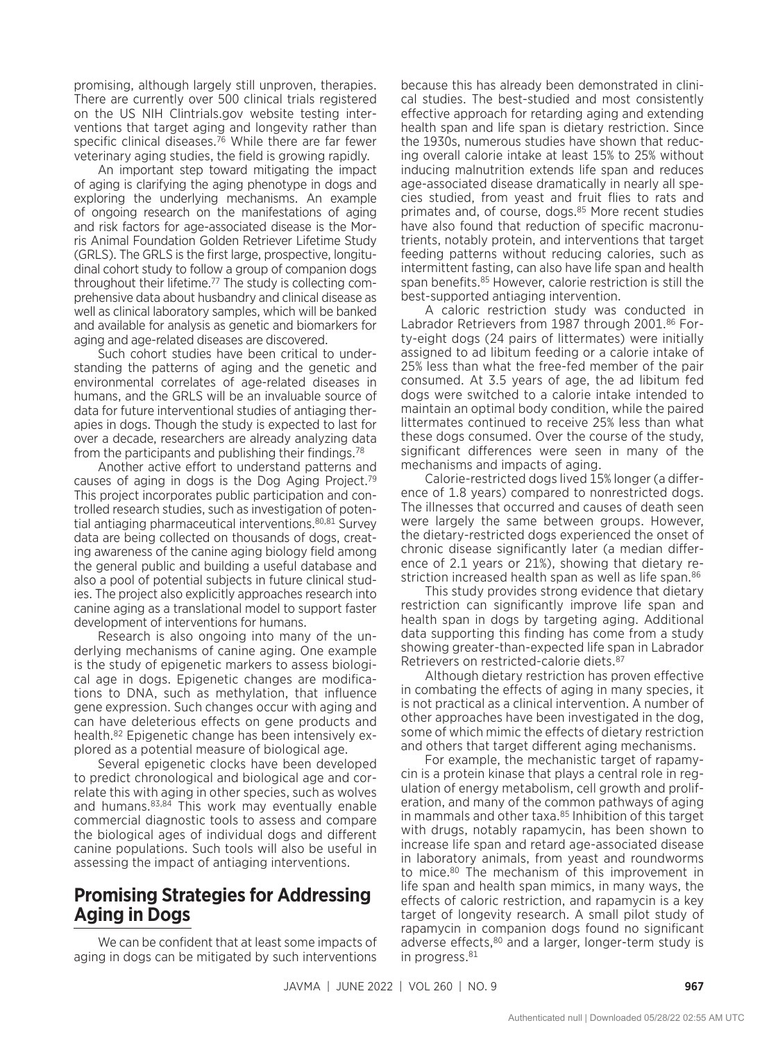promising, although largely still unproven, therapies. There are currently over 500 clinical trials registered on the US NIH Clintrials.gov website testing interventions that target aging and longevity rather than specific clinical diseases.[76] While there are far fewer veterinary aging studies, the field is growing rapidly.

An important step toward mitigating the impact of aging is clarifying the aging phenotype in dogs and exploring the underlying mechanisms. An example of ongoing research on the manifestations of aging and risk factors for age-associated disease is the Morris Animal Foundation Golden Retriever Lifetime Study (GRLS). The GRLS is the first large, prospective, longitudinal cohort study to follow a group of companion dogs throughout their lifetime.[77] The study is collecting comprehensive data about husbandry and clinical disease as well as clinical laboratory samples, which will be banked and available for analysis as genetic and biomarkers for aging and age-related diseases are discovered.

Such cohort studies have been critical to understanding the patterns of aging and the genetic and environmental correlates of age-related diseases in humans, and the GRLS will be an invaluable source of data for future interventional studies of antiaging therapies in dogs. Though the study is expected to last for over a decade, researchers are already analyzing data from the participants and publishing their findings.[78]

Another active effort to understand patterns and causes of aging in dogs is the Dog Aging Project.[79] This project incorporates public participation and controlled research studies, such as investigation of potential antiaging pharmaceutical interventions.[80,81] Survey data are being collected on thousands of dogs, creating awareness of the canine aging biology field among the general public and building a useful database and also a pool of potential subjects in future clinical studies. The project also explicitly approaches research into canine aging as a translational model to support faster development of interventions for humans.

Research is also ongoing into many of the underlying mechanisms of canine aging. One example is the study of epigenetic markers to assess biological age in dogs. Epigenetic changes are modifications to DNA, such as methylation, that influence gene expression. Such changes occur with aging and can have deleterious effects on gene products and health.[82] Epigenetic change has been intensively explored as a potential measure of biological age.

Several epigenetic clocks have been developed to predict chronological and biological age and correlate this with aging in other species, such as wolves and humans.[83,84] This work may eventually enable commercial diagnostic tools to assess and compare the biological ages of individual dogs and different canine populations. Such tools will also be useful in assessing the impact of antiaging interventions.

## Promising Strategies for Addressing Aging in Dogs

We can be confident that at least some impacts of aging in dogs can be mitigated by such interventions because this has already been demonstrated in clinical studies. The best-studied and most consistently effective approach for retarding aging and extending health span and life span is dietary restriction. Since the 1930s, numerous studies have shown that reducing overall calorie intake at least 15% to 25% without inducing malnutrition extends life span and reduces age-associated disease dramatically in nearly all species studied, from yeast and fruit flies to rats and primates and, of course, dogs.[85] More recent studies have also found that reduction of specific macronutrients, notably protein, and interventions that target feeding patterns without reducing calories, such as intermittent fasting, can also have life span and health span benefits.[85] However, calorie restriction is still the best-supported antiaging intervention.

A caloric restriction study was conducted in Labrador Retrievers from 1987 through 2001.[86] Forty-eight dogs (24 pairs of littermates) were initially assigned to ad libitum feeding or a calorie intake of 25% less than what the free-fed member of the pair consumed. At 3.5 years of age, the ad libitum fed dogs were switched to a calorie intake intended to maintain an optimal body condition, while the paired littermates continued to receive 25% less than what these dogs consumed. Over the course of the study, significant differences were seen in many of the mechanisms and impacts of aging.

Calorie-restricted dogs lived 15% longer (a difference of 1.8 years) compared to nonrestricted dogs. The illnesses that occurred and causes of death seen were largely the same between groups. However, the dietary-restricted dogs experienced the onset of chronic disease significantly later (a median difference of 2.1 years or 21%), showing that dietary restriction increased health span as well as life span.[86]

This study provides strong evidence that dietary restriction can significantly improve life span and health span in dogs by targeting aging. Additional data supporting this finding has come from a study showing greater-than-expected life span in Labrador Retrievers on restricted-calorie diets.[87]

Although dietary restriction has proven effective in combating the effects of aging in many species, it is not practical as a clinical intervention. A number of other approaches have been investigated in the dog, some of which mimic the effects of dietary restriction and others that target different aging mechanisms.

For example, the mechanistic target of rapamycin is a protein kinase that plays a central role in regulation of energy metabolism, cell growth and proliferation, and many of the common pathways of aging in mammals and other taxa.[85] Inhibition of this target with drugs, notably rapamycin, has been shown to increase life span and retard age-associated disease in laboratory animals, from yeast and roundworms to mice.[80] The mechanism of this improvement in life span and health span mimics, in many ways, the effects of caloric restriction, and rapamycin is a key target of longevity research. A small pilot study of rapamycin in companion dogs found no significant adverse effects,[80] and a larger, longer-term study is in progress.[81]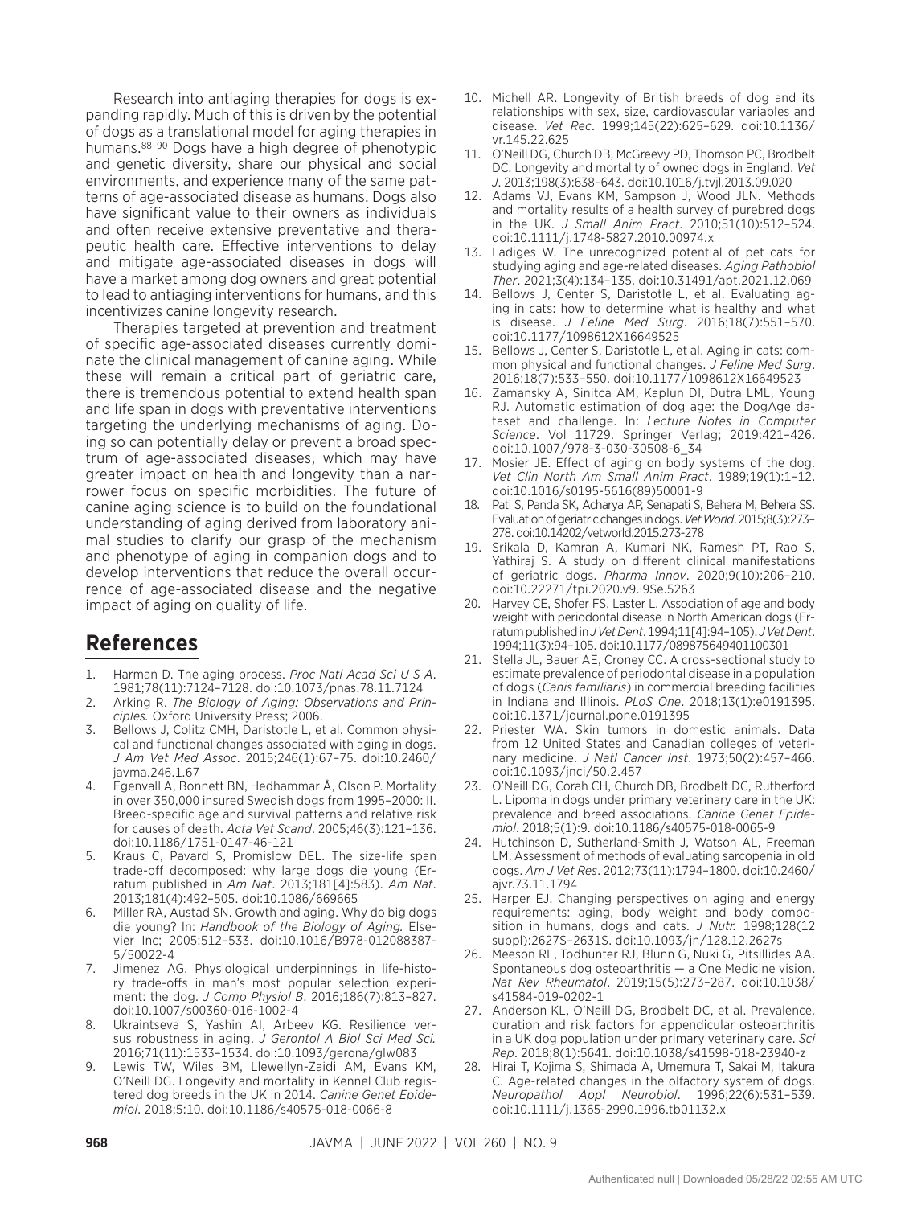Research into antiaging therapies for dogs is expanding rapidly. Much of this is driven by the potential of dogs as a translational model for aging therapies in humans.[88–90] Dogs have a high degree of phenotypic and genetic diversity, share our physical and social environments, and experience many of the same patterns of age-associated disease as humans. Dogs also have significant value to their owners as individuals and often receive extensive preventative and therapeutic health care. Effective interventions to delay and mitigate age-associated diseases in dogs will have a market among dog owners and great potential to lead to antiaging interventions for humans, and this incentivizes canine longevity research.

Therapies targeted at prevention and treatment of specific age-associated diseases currently dominate the clinical management of canine aging. While these will remain a critical part of geriatric care, there is tremendous potential to extend health span and life span in dogs with preventative interventions targeting the underlying mechanisms of aging. Doing so can potentially delay or prevent a broad spectrum of age-associated diseases, which may have greater impact on health and longevity than a narrower focus on specific morbidities. The future of canine aging science is to build on the foundational understanding of aging derived from laboratory animal studies to clarify our grasp of the mechanism and phenotype of aging in companion dogs and to develop interventions that reduce the overall occurrence of age-associated disease and the negative impact of aging on quality of life.

## References

1. Harman D. The aging process. *Proc Natl Acad Sci U S A*. 1981;78(11):7124–7128. doi:10.1073/pnas.78.11.7124
2. Arking R. *The Biology of Aging: Observations and Principles.* Oxford University Press; 2006.
3. Bellows J, Colitz CMH, Daristotle L, et al. Common physical and functional changes associated with aging in dogs. *J Am Vet Med Assoc*. 2015;246(1):67–75. doi:10.2460/javma.246.1.67
4. Egenvall A, Bonnett BN, Hedhammar Å, Olson P. Mortality in over 350,000 insured Swedish dogs from 1995–2000: II. Breed-specific age and survival patterns and relative risk for causes of death. *Acta Vet Scand*. 2005;46(3):121–136. doi:10.1186/1751-0147-46-121
5. Kraus C, Pavard S, Promislow DEL. The size-life span trade-off decomposed: why large dogs die young (Erratum published in *Am Nat*. 2013;181[4]:583). *Am Nat*. 2013;181(4):492–505. doi:10.1086/669665
6. Miller RA, Austad SN. Growth and aging. Why do big dogs die young? In: *Handbook of the Biology of Aging.* Elsevier Inc; 2005:512–533. doi:10.1016/B978-012088387-5/50022-4
7. Jimenez AG. Physiological underpinnings in life-history trade-offs in man's most popular selection experiment: the dog. *J Comp Physiol B*. 2016;186(7):813–827. doi:10.1007/s00360-016-1002-4
8. Ukraintseva S, Yashin AI, Arbeev KG. Resilience versus robustness in aging. *J Gerontol A Biol Sci Med Sci.* 2016;71(11):1533–1534. doi:10.1093/gerona/glw083
9. Lewis TW, Wiles BM, Llewellyn-Zaidi AM, Evans KM, O'Neill DG. Longevity and mortality in Kennel Club registered dog breeds in the UK in 2014. *Canine Genet Epidemiol*. 2018;5:10. doi:10.1186/s40575-018-0066-8
10. Michell AR. Longevity of British breeds of dog and its relationships with sex, size, cardiovascular variables and disease. *Vet Rec*. 1999;145(22):625–629. doi:10.1136/vr.145.22.625
11. O'Neill DG, Church DB, McGreevy PD, Thomson PC, Brodbelt DC. Longevity and mortality of owned dogs in England. *Vet J*. 2013;198(3):638–643. doi:10.1016/j.tvjl.2013.09.020
12. Adams VJ, Evans KM, Sampson J, Wood JLN. Methods and mortality results of a health survey of purebred dogs in the UK. *J Small Anim Pract*. 2010;51(10):512–524. doi:10.1111/j.1748-5827.2010.00974.x
13. Ladiges W. The unrecognized potential of pet cats for studying aging and age-related diseases. *Aging Pathobiol Ther*. 2021;3(4):134–135. doi:10.31491/apt.2021.12.069
14. Bellows J, Center S, Daristotle L, et al. Evaluating aging in cats: how to determine what is healthy and what is disease. *J Feline Med Surg*. 2016;18(7):551–570. doi:10.1177/1098612X16649525
15. Bellows J, Center S, Daristotle L, et al. Aging in cats: common physical and functional changes. *J Feline Med Surg*. 2016;18(7):533–550. doi:10.1177/1098612X16649523
16. Zamansky A, Sinitca AM, Kaplun DI, Dutra LML, Young RJ. Automatic estimation of dog age: the DogAge dataset and challenge. In: *Lecture Notes in Computer Science*. Vol 11729. Springer Verlag; 2019:421–426. doi:10.1007/978-3-030-30508-6_34
17. Mosier JE. Effect of aging on body systems of the dog. *Vet Clin North Am Small Anim Pract*. 1989;19(1):1–12. doi:10.1016/s0195-5616(89)50001-9
18. Pati S, Panda SK, Acharya AP, Senapati S, Behera M, Behera SS. Evaluation of geriatric changes in dogs. *Vet World*. 2015;8(3):273–278. doi:10.14202/vetworld.2015.273-278
19. Srikala D, Kamran A, Kumari NK, Ramesh PT, Rao S, Yathiraj S. A study on different clinical manifestations of geriatric dogs. *Pharma Innov*. 2020;9(10):206–210. doi:10.22271/tpi.2020.v9.i9Se.5263
20. Harvey CE, Shofer FS, Laster L. Association of age and body weight with periodontal disease in North American dogs (Erratum published in *J Vet Dent*. 1994;11[4]:94–105). *J Vet Dent*. 1994;11(3):94–105. doi:10.1177/089875649401100301
21. Stella JL, Bauer AE, Croney CC. A cross-sectional study to estimate prevalence of periodontal disease in a population of dogs (*Canis familiaris*) in commercial breeding facilities in Indiana and Illinois. *PLoS One*. 2018;13(1):e0191395. doi:10.1371/journal.pone.0191395
22. Priester WA. Skin tumors in domestic animals. Data from 12 United States and Canadian colleges of veterinary medicine. *J Natl Cancer Inst*. 1973;50(2):457–466. doi:10.1093/jnci/50.2.457
23. O'Neill DG, Corah CH, Church DB, Brodbelt DC, Rutherford L. Lipoma in dogs under primary veterinary care in the UK: prevalence and breed associations. *Canine Genet Epidemiol*. 2018;5(1):9. doi:10.1186/s40575-018-0065-9
24. Hutchinson D, Sutherland-Smith J, Watson AL, Freeman LM. Assessment of methods of evaluating sarcopenia in old dogs. *Am J Vet Res*. 2012;73(11):1794–1800. doi:10.2460/ajvr.73.11.1794
25. Harper EJ. Changing perspectives on aging and energy requirements: aging, body weight and body composition in humans, dogs and cats. *J Nutr.* 1998;128(12 suppl):2627S–2631S. doi:10.1093/jn/128.12.2627s
26. Meeson RL, Todhunter RJ, Blunn G, Nuki G, Pitsillides AA. Spontaneous dog osteoarthritis — a One Medicine vision. *Nat Rev Rheumatol*. 2019;15(5):273–287. doi:10.1038/s41584-019-0202-1
27. Anderson KL, O'Neill DG, Brodbelt DC, et al. Prevalence, duration and risk factors for appendicular osteoarthritis in a UK dog population under primary veterinary care. *Sci Rep*. 2018;8(1):5641. doi:10.1038/s41598-018-23940-z
28. Hirai T, Kojima S, Shimada A, Umemura T, Sakai M, Itakura C. Age-related changes in the olfactory system of dogs. *Neuropathol Appl Neurobiol*. 1996;22(6):531–539. doi:10.1111/j.1365-2990.1996.tb01132.x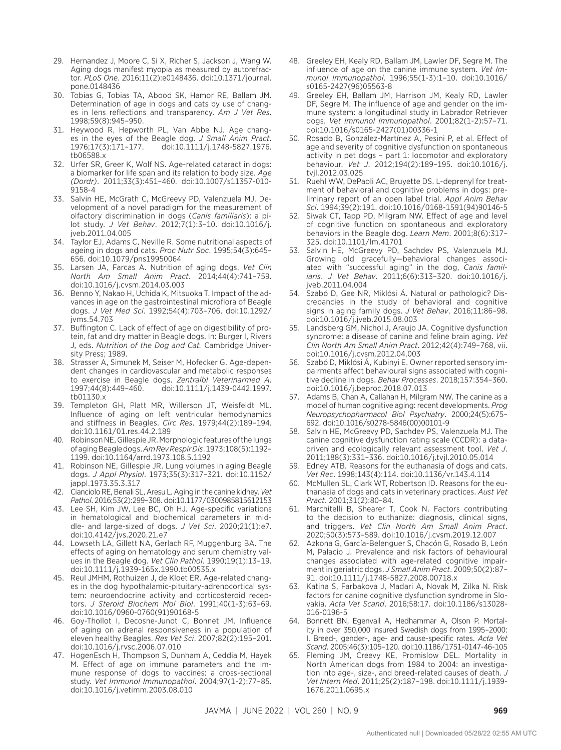29. Hernandez J, Moore C, Si X, Richer S, Jackson J, Wang W. Aging dogs manifest myopia as measured by autorefractor. *PLoS One*. 2016;11(2):e0148436. doi:10.1371/journal.pone.0148436
30. Tobias G, Tobias TA, Abood SK, Hamor RE, Ballam JM. Determination of age in dogs and cats by use of changes in lens reflections and transparency. *Am J Vet Res*. 1998;59(8):945–950.
31. Heywood R, Hepworth PL, Van Abbe NJ. Age changes in the eyes of the Beagle dog. *J Small Anim Pract*. 1976;17(3):171–177. doi:10.1111/j.1748-5827.1976.tb06588.x
32. Urfer SR, Greer K, Wolf NS. Age-related cataract in dogs: a biomarker for life span and its relation to body size. *Age (Dordr)*. 2011;33(3):451–460. doi:10.1007/s11357-010-9158-4
33. Salvin HE, McGrath C, McGreevy PD, Valenzuela MJ. Development of a novel paradigm for the measurement of olfactory discrimination in dogs (*Canis familiaris*): a pilot study. *J Vet Behav*. 2012;7(1):3–10. doi:10.1016/j.jveb.2011.04.005
34. Taylor EJ, Adams C, Neville R. Some nutritional aspects of ageing in dogs and cats. *Proc Nutr Soc*. 1995;54(3):645–656. doi:10.1079/pns19950064
35. Larsen JA, Farcas A. Nutrition of aging dogs. *Vet Clin North Am Small Anim Pract*. 2014;44(4):741–759. doi:10.1016/j.cvsm.2014.03.003
36. Benno Y, Nakao H, Uchida K, Mitsuoka T. Impact of the advances in age on the gastrointestinal microflora of Beagle dogs. *J Vet Med Sci*. 1992;54(4):703–706. doi:10.1292/jvms.54.703
37. Buffington C. Lack of effect of age on digestibility of protein, fat and dry matter in Beagle dogs. In: Burger I, Rivers J, eds. *Nutrition of the Dog and Cat.* Cambridge University Press; 1989.
38. Strasser A, Simunek M, Seiser M, Hofecker G. Age-dependent changes in cardiovascular and metabolic responses to exercise in Beagle dogs. *Zentralbl Veterinarmed A*. 1997;44(8):449–460. doi:10.1111/j.1439-0442.1997.tb01130.x
39. Templeton GH, Platt MR, Willerson JT, Weisfeldt ML. Influence of aging on left ventricular hemodynamics and stiffness in Beagles. *Circ Res*. 1979;44(2):189–194. doi:10.1161/01.res.44.2.189
40. Robinson NE, Gillespie JR. Morphologic features of the lungs of aging Beagle dogs. *Am Rev Respir Dis*. 1973;108(5):1192–1199. doi:10.1164/arrd.1973.108.5.1192
41. Robinson NE, Gillespie JR. Lung volumes in aging Beagle dogs. *J Appl Physiol*. 1973;35(3):317–321. doi:10.1152/jappl.1973.35.3.317
42. Cianciolo RE, Benali SL, Aresu L. Aging in the canine kidney. *Vet Pathol*. 2016;53(2):299–308. doi:10.1177/0300985815612153
43. Lee SH, Kim JW, Lee BC, Oh HJ. Age-specific variations in hematological and biochemical parameters in middle- and large-sized of dogs. *J Vet Sci*. 2020;21(1):e7. doi:10.4142/jvs.2020.21.e7
44. Lowseth LA, Gillett NA, Gerlach RF, Muggenburg BA. The effects of aging on hematology and serum chemistry values in the Beagle dog. *Vet Clin Pathol*. 1990;19(1):13–19. doi:10.1111/j.1939-165x.1990.tb00535.x
45. Reul JMHM, Rothuizen J, de Kloet ER. Age-related changes in the dog hypothalamic-pituitary-adrenocortical system: neuroendocrine activity and corticosteroid receptors. *J Steroid Biochem Mol Biol*. 1991;40(1-3):63–69. doi:10.1016/0960-0760(91)90168-5
46. Goy-Thollot I, Decosne-Junot C, Bonnet JM. Influence of aging on adrenal responsiveness in a population of eleven healthy Beagles. *Res Vet Sci*. 2007;82(2):195–201. doi:10.1016/j.rvsc.2006.07.010
47. HogenEsch H, Thompson S, Dunham A, Ceddia M, Hayek M. Effect of age on immune parameters and the immune response of dogs to vaccines: a cross-sectional study. *Vet Immunol Immunopathol*. 2004;97(1-2):77–85. doi:10.1016/j.vetimm.2003.08.010
48. Greeley EH, Kealy RD, Ballam JM, Lawler DF, Segre M. The influence of age on the canine immune system. *Vet Immunol Immunopathol*. 1996;55(1-3):1–10. doi:10.1016/s0165-2427(96)05563-8
49. Greeley EH, Ballam JM, Harrison JM, Kealy RD, Lawler DF, Segre M. The influence of age and gender on the immune system: a longitudinal study in Labrador Retriever dogs. *Vet Immunol Immunopathol*. 2001;82(1-2):57–71. doi:10.1016/s0165-2427(01)00336-1
50. Rosado B, González-Martínez A, Pesini P, et al. Effect of age and severity of cognitive dysfunction on spontaneous activity in pet dogs – part 1: locomotor and exploratory behaviour. *Vet J*. 2012;194(2):189–195. doi:10.1016/j.tvjl.2012.03.025
51. Ruehl WW, DePaoli AC, Bruyette DS. L-deprenyl for treatment of behavioral and cognitive problems in dogs: preliminary report of an open label trial. *Appl Anim Behav Sci*. 1994;39(2):191. doi:10.1016/0168-1591(94)90146-5
52. Siwak CT, Tapp PD, Milgram NW. Effect of age and level of cognitive function on spontaneous and exploratory behaviors in the Beagle dog. *Learn Mem*. 2001;8(6):317–325. doi:10.1101/lm.41701
53. Salvin HE, McGreevy PD, Sachdev PS, Valenzuela MJ. Growing old gracefully—behavioral changes associated with "successful aging" in the dog, *Canis familiaris*. *J Vet Behav*. 2011;6(6):313–320. doi:10.1016/j.jveb.2011.04.004
54. Szabó D, Gee NR, Miklósi Á. Natural or pathologic? Discrepancies in the study of behavioral and cognitive signs in aging family dogs. *J Vet Behav*. 2016;11:86–98. doi:10.1016/j.jveb.2015.08.003
55. Landsberg GM, Nichol J, Araujo JA. Cognitive dysfunction syndrome: a disease of canine and feline brain aging. *Vet Clin North Am Small Anim Pract*. 2012;42(4):749–768, vii. doi:10.1016/j.cvsm.2012.04.003
56. Szabó D, Miklósi Á, Kubinyi E. Owner reported sensory impairments affect behavioural signs associated with cognitive decline in dogs. *Behav Processes*. 2018;157:354–360. doi:10.1016/j.beproc.2018.07.013
57. Adams B, Chan A, Callahan H, Milgram NW. The canine as a model of human cognitive aging: recent developments. *Prog Neuropsychopharmacol Biol Psychiatry*. 2000;24(5):675–692. doi:10.1016/s0278-5846(00)00101-9
58. Salvin HE, McGreevy PD, Sachdev PS, Valenzuela MJ. The canine cognitive dysfunction rating scale (CCDR): a data-driven and ecologically relevant assessment tool. *Vet J*. 2011;188(3):331–336. doi:10.1016/j.tvjl.2010.05.014
59. Edney ATB. Reasons for the euthanasia of dogs and cats. *Vet Rec*. 1998;143(4):114. doi:10.1136/vr.143.4.114
60. McMullen SL, Clark WT, Robertson ID. Reasons for the euthanasia of dogs and cats in veterinary practices. *Aust Vet Pract*. 2001;31(2):80–84.
61. Marchitelli B, Shearer T, Cook N. Factors contributing to the decision to euthanize: diagnosis, clinical signs, and triggers. *Vet Clin North Am Small Anim Pract*. 2020;50(3):573–589. doi:10.1016/j.cvsm.2019.12.007
62. Azkona G, García-Belenguer S, Chacón G, Rosado B, León M, Palacio J. Prevalence and risk factors of behavioural changes associated with age-related cognitive impairment in geriatric dogs. *J Small Anim Pract*. 2009;50(2):87–91. doi:10.1111/j.1748-5827.2008.00718.x
63. Katina S, Farbakova J, Madari A, Novak M, Zilka N. Risk factors for canine cognitive dysfunction syndrome in Slovakia. *Acta Vet Scand*. 2016;58:17. doi:10.1186/s13028-016-0196-5
64. Bonnett BN, Egenvall A, Hedhammar A, Olson P. Mortality in over 350,000 insured Swedish dogs from 1995–2000: I. Breed-, gender-, age- and cause-specific rates. *Acta Vet Scand*. 2005;46(3):105–120. doi:10.1186/1751-0147-46-105
65. Fleming JM, Creevy KE, Promislow DEL. Mortality in North American dogs from 1984 to 2004: an investigation into age-, size-, and breed-related causes of death. *J Vet Intern Med*. 2011;25(2):187–198. doi:10.1111/j.1939-1676.2011.0695.x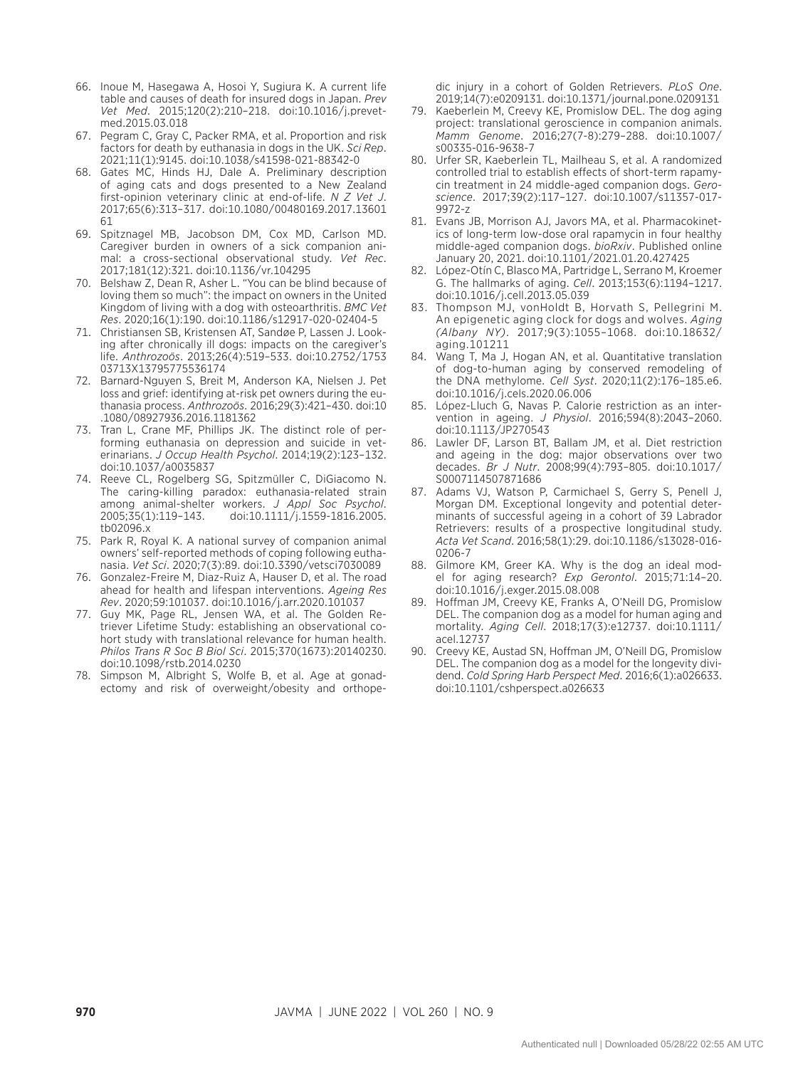66. Inoue M, Hasegawa A, Hosoi Y, Sugiura K. A current life table and causes of death for insured dogs in Japan. *Prev Vet Med*. 2015;120(2):210–218. doi:10.1016/j.prevetmed.2015.03.018
67. Pegram C, Gray C, Packer RMA, et al. Proportion and risk factors for death by euthanasia in dogs in the UK. *Sci Rep*. 2021;11(1):9145. doi:10.1038/s41598-021-88342-0
68. Gates MC, Hinds HJ, Dale A. Preliminary description of aging cats and dogs presented to a New Zealand first-opinion veterinary clinic at end-of-life. *N Z Vet J*. 2017;65(6):313–317. doi:10.1080/00480169.2017.1360161
69. Spitznagel MB, Jacobson DM, Cox MD, Carlson MD. Caregiver burden in owners of a sick companion animal: a cross-sectional observational study. *Vet Rec*. 2017;181(12):321. doi:10.1136/vr.104295
70. Belshaw Z, Dean R, Asher L. "You can be blind because of loving them so much": the impact on owners in the United Kingdom of living with a dog with osteoarthritis. *BMC Vet Res*. 2020;16(1):190. doi:10.1186/s12917-020-02404-5
71. Christiansen SB, Kristensen AT, Sandøe P, Lassen J. Looking after chronically ill dogs: impacts on the caregiver's life. *Anthrozoös*. 2013;26(4):519–533. doi:10.2752/175303713X13795775536174
72. Barnard-Nguyen S, Breit M, Anderson KA, Nielsen J. Pet loss and grief: identifying at-risk pet owners during the euthanasia process. *Anthrozoös*. 2016;29(3):421–430. doi:10.1080/08927936.2016.1181362
73. Tran L, Crane MF, Phillips JK. The distinct role of performing euthanasia on depression and suicide in veterinarians. *J Occup Health Psychol*. 2014;19(2):123–132. doi:10.1037/a0035837
74. Reeve CL, Rogelberg SG, Spitzmüller C, DiGiacomo N. The caring-killing paradox: euthanasia-related strain among animal-shelter workers. *J Appl Soc Psychol*. 2005;35(1):119–143. doi:10.1111/j.1559-1816.2005.tb02096.x
75. Park R, Royal K. A national survey of companion animal owners' self-reported methods of coping following euthanasia. *Vet Sci*. 2020;7(3):89. doi:10.3390/vetsci7030089
76. Gonzalez-Freire M, Diaz-Ruiz A, Hauser D, et al. The road ahead for health and lifespan interventions. *Ageing Res Rev*. 2020;59:101037. doi:10.1016/j.arr.2020.101037
77. Guy MK, Page RL, Jensen WA, et al. The Golden Retriever Lifetime Study: establishing an observational cohort study with translational relevance for human health. *Philos Trans R Soc B Biol Sci*. 2015;370(1673):20140230. doi:10.1098/rstb.2014.0230
78. Simpson M, Albright S, Wolfe B, et al. Age at gonadectomy and risk of overweight/obesity and orthopedic injury in a cohort of Golden Retrievers. *PLoS One*. 2019;14(7):e0209131. doi:10.1371/journal.pone.0209131
79. Kaeberlein M, Creevy KE, Promislow DEL. The dog aging project: translational geroscience in companion animals. *Mamm Genome*. 2016;27(7-8):279–288. doi:10.1007/s00335-016-9638-7
80. Urfer SR, Kaeberlein TL, Mailheau S, et al. A randomized controlled trial to establish effects of short-term rapamycin treatment in 24 middle-aged companion dogs. *Geroscience*. 2017;39(2):117–127. doi:10.1007/s11357-017-9972-z
81. Evans JB, Morrison AJ, Javors MA, et al. Pharmacokinetics of long-term low-dose oral rapamycin in four healthy middle-aged companion dogs. *bioRxiv*. Published online January 20, 2021. doi:10.1101/2021.01.20.427425
82. López-Otín C, Blasco MA, Partridge L, Serrano M, Kroemer G. The hallmarks of aging. *Cell*. 2013;153(6):1194–1217. doi:10.1016/j.cell.2013.05.039
83. Thompson MJ, vonHoldt B, Horvath S, Pellegrini M. An epigenetic aging clock for dogs and wolves. *Aging (Albany NY)*. 2017;9(3):1055–1068. doi:10.18632/aging.101211
84. Wang T, Ma J, Hogan AN, et al. Quantitative translation of dog-to-human aging by conserved remodeling of the DNA methylome. *Cell Syst*. 2020;11(2):176–185.e6. doi:10.1016/j.cels.2020.06.006
85. López-Lluch G, Navas P. Calorie restriction as an intervention in ageing. *J Physiol*. 2016;594(8):2043–2060. doi:10.1113/JP270543
86. Lawler DF, Larson BT, Ballam JM, et al. Diet restriction and ageing in the dog: major observations over two decades. *Br J Nutr*. 2008;99(4):793–805. doi:10.1017/S0007114507871686
87. Adams VJ, Watson P, Carmichael S, Gerry S, Penell J, Morgan DM. Exceptional longevity and potential determinants of successful ageing in a cohort of 39 Labrador Retrievers: results of a prospective longitudinal study. *Acta Vet Scand*. 2016;58(1):29. doi:10.1186/s13028-016-0206-7
88. Gilmore KM, Greer KA. Why is the dog an ideal model for aging research? *Exp Gerontol*. 2015;71:14–20. doi:10.1016/j.exger.2015.08.008
89. Hoffman JM, Creevy KE, Franks A, O'Neill DG, Promislow DEL. The companion dog as a model for human aging and mortality. *Aging Cell*. 2018;17(3):e12737. doi:10.1111/acel.12737
90. Creevy KE, Austad SN, Hoffman JM, O'Neill DG, Promislow DEL. The companion dog as a model for the longevity dividend. *Cold Spring Harb Perspect Med*. 2016;6(1):a026633. doi:10.1101/cshperspect.a026633